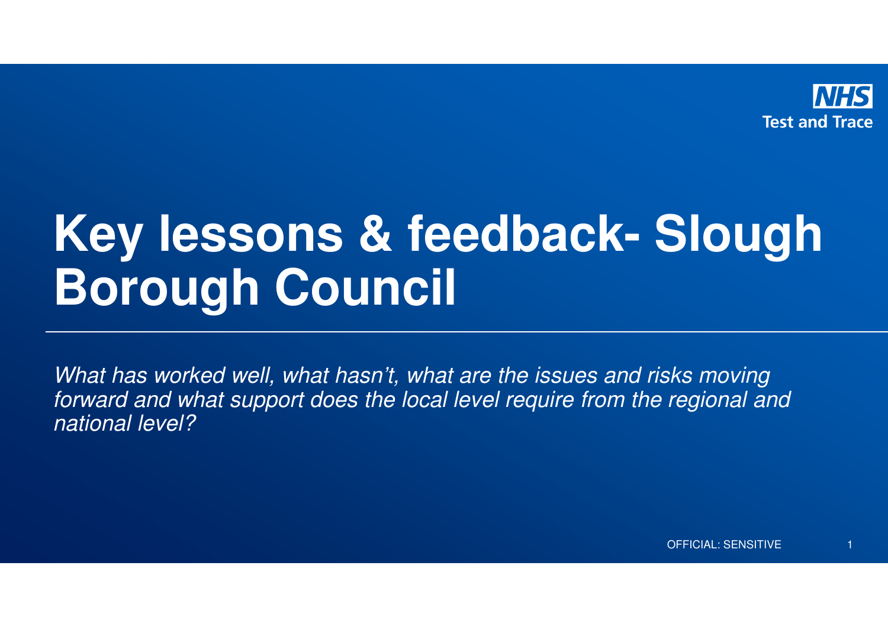NHS
Test and Trace

# Key lessons & feedback- Slough Borough Council

*What has worked well, what hasn't, what are the issues and risks moving forward and what support does the local level require from the regional and national level?*

OFFICIAL: SENSITIVE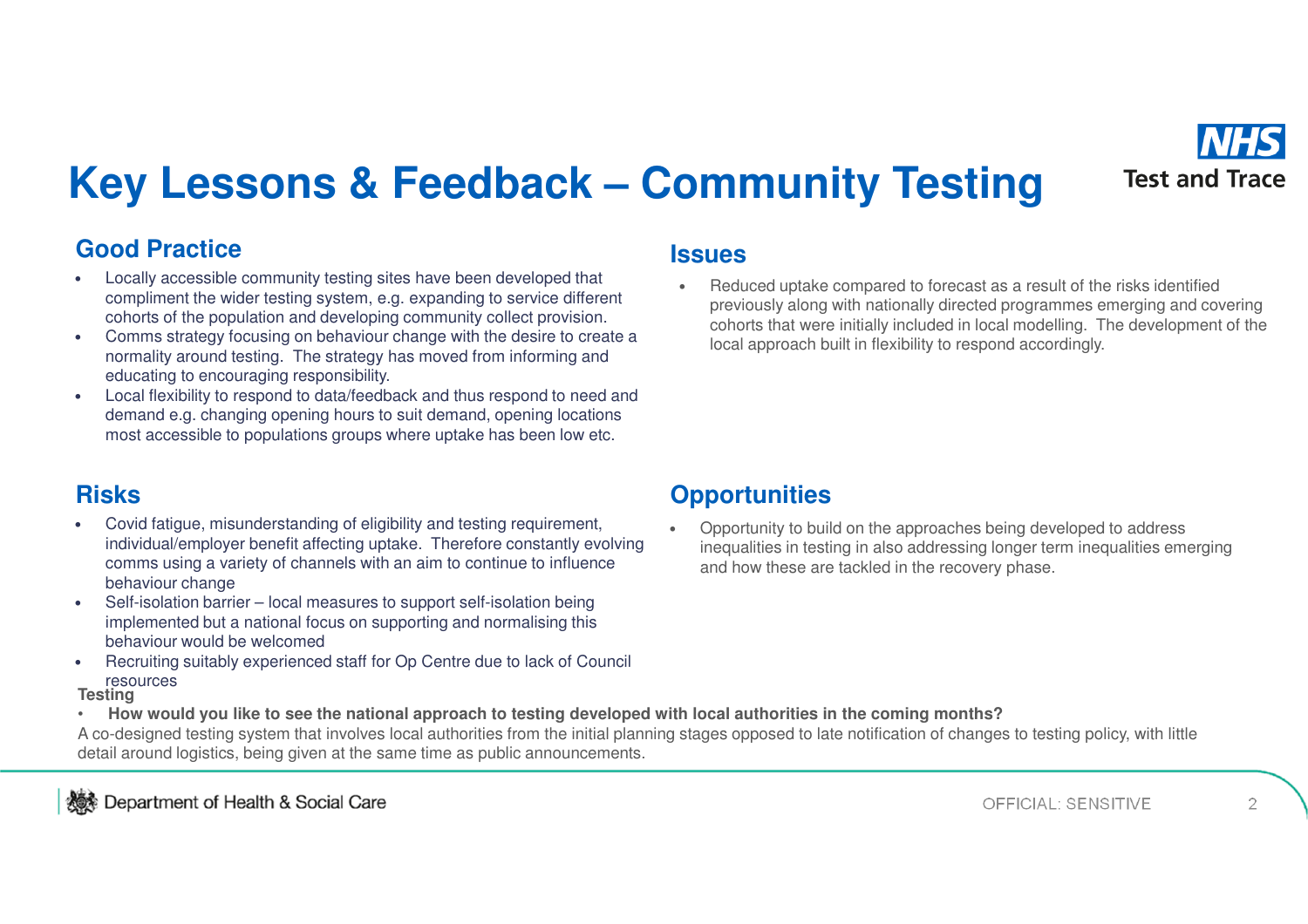# Key Lessons & Feedback – Community Testing

## Good Practice

- Locally accessible community testing sites have been developed that compliment the wider testing system, e.g. expanding to service different cohorts of the population and developing community collect provision.
- Comms strategy focusing on behaviour change with the desire to create a normality around testing. The strategy has moved from informing and educating to encouraging responsibility.
- Local flexibility to respond to data/feedback and thus respond to need and demand e.g. changing opening hours to suit demand, opening locations most accessible to populations groups where uptake has been low etc.

## Issues

- Reduced uptake compared to forecast as a result of the risks identified previously along with nationally directed programmes emerging and covering cohorts that were initially included in local modelling. The development of the local approach built in flexibility to respond accordingly.

## Risks

- Covid fatigue, misunderstanding of eligibility and testing requirement, individual/employer benefit affecting uptake. Therefore constantly evolving comms using a variety of channels with an aim to continue to influence behaviour change
- Self-isolation barrier – local measures to support self-isolation being implemented but a national focus on supporting and normalising this behaviour would be welcomed
- Recruiting suitably experienced staff for Op Centre due to lack of Council resources

## Opportunities

- Opportunity to build on the approaches being developed to address inequalities in testing in also addressing longer term inequalities emerging and how these are tackled in the recovery phase.

**Testing**

- **How would you like to see the national approach to testing developed with local authorities in the coming months?**

A co-designed testing system that involves local authorities from the initial planning stages opposed to late notification of changes to testing policy, with little detail around logistics, being given at the same time as public announcements.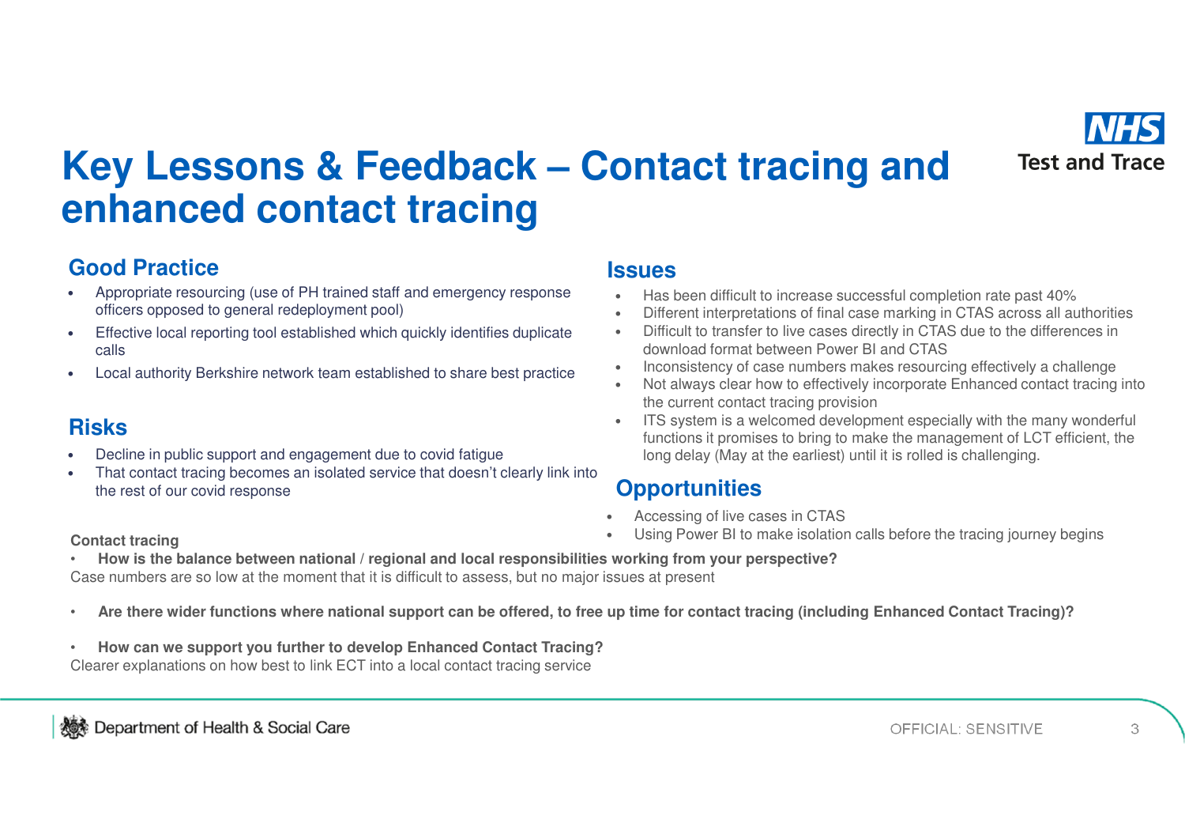# Key Lessons & Feedback – Contact tracing and enhanced contact tracing

## Good Practice

- Appropriate resourcing (use of PH trained staff and emergency response officers opposed to general redeployment pool)
- Effective local reporting tool established which quickly identifies duplicate calls
- Local authority Berkshire network team established to share best practice

## Risks

- Decline in public support and engagement due to covid fatigue
- That contact tracing becomes an isolated service that doesn't clearly link into the rest of our covid response

## Issues

- Has been difficult to increase successful completion rate past 40%
- Different interpretations of final case marking in CTAS across all authorities
- Difficult to transfer to live cases directly in CTAS due to the differences in download format between Power BI and CTAS
- Inconsistency of case numbers makes resourcing effectively a challenge
- Not always clear how to effectively incorporate Enhanced contact tracing into the current contact tracing provision
- ITS system is a welcomed development especially with the many wonderful functions it promises to bring to make the management of LCT efficient, the long delay (May at the earliest) until it is rolled is challenging.

## Opportunities

- Accessing of live cases in CTAS
- Using Power BI to make isolation calls before the tracing journey begins

**Contact tracing**

- **How is the balance between national / regional and local responsibilities working from your perspective?**

Case numbers are so low at the moment that it is difficult to assess, but no major issues at present

- **Are there wider functions where national support can be offered, to free up time for contact tracing (including Enhanced Contact Tracing)?**

- **How can we support you further to develop Enhanced Contact Tracing?**

Clearer explanations on how best to link ECT into a local contact tracing service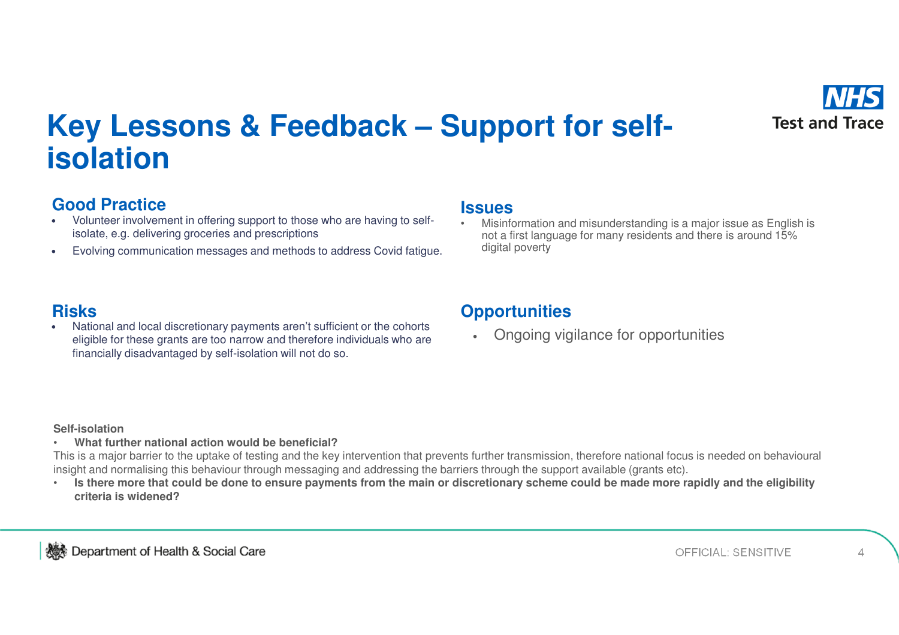# Key Lessons & Feedback – Support for self-isolation

## Good Practice

- Volunteer involvement in offering support to those who are having to self-isolate, e.g. delivering groceries and prescriptions
- Evolving communication messages and methods to address Covid fatigue.

## Issues

- Misinformation and misunderstanding is a major issue as English is not a first language for many residents and there is around 15% digital poverty

## Risks

- National and local discretionary payments aren't sufficient or the cohorts eligible for these grants are too narrow and therefore individuals who are financially disadvantaged by self-isolation will not do so.

## Opportunities

- Ongoing vigilance for opportunities

**Self-isolation**

- **What further national action would be beneficial?**

This is a major barrier to the uptake of testing and the key intervention that prevents further transmission, therefore national focus is needed on behavioural insight and normalising this behaviour through messaging and addressing the barriers through the support available (grants etc).

- **Is there more that could be done to ensure payments from the main or discretionary scheme could be made more rapidly and the eligibility criteria is widened?**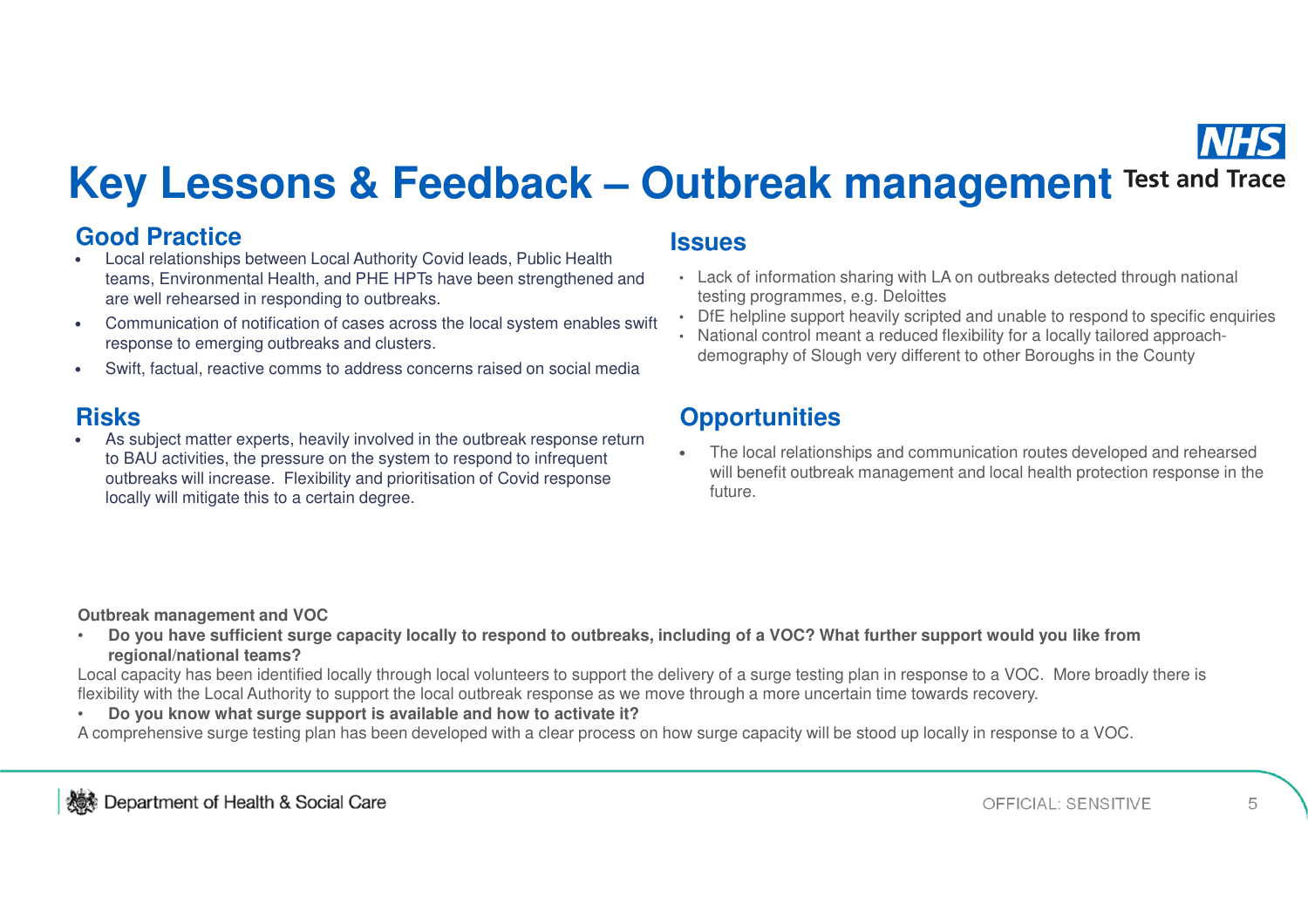# Key Lessons & Feedback – Outbreak management

NHS Test and Trace

## Good Practice

- Local relationships between Local Authority Covid leads, Public Health teams, Environmental Health, and PHE HPTs have been strengthened and are well rehearsed in responding to outbreaks.
- Communication of notification of cases across the local system enables swift response to emerging outbreaks and clusters.
- Swift, factual, reactive comms to address concerns raised on social media

## Issues

- Lack of information sharing with LA on outbreaks detected through national testing programmes, e.g. Deloittes
- DfE helpline support heavily scripted and unable to respond to specific enquiries
- National control meant a reduced flexibility for a locally tailored approach- demography of Slough very different to other Boroughs in the County

## Risks

- As subject matter experts, heavily involved in the outbreak response return to BAU activities, the pressure on the system to respond to infrequent outbreaks will increase. Flexibility and prioritisation of Covid response locally will mitigate this to a certain degree.

## Opportunities

- The local relationships and communication routes developed and rehearsed will benefit outbreak management and local health protection response in the future.

**Outbreak management and VOC**

- **Do you have sufficient surge capacity locally to respond to outbreaks, including of a VOC? What further support would you like from regional/national teams?**

Local capacity has been identified locally through local volunteers to support the delivery of a surge testing plan in response to a VOC. More broadly there is flexibility with the Local Authority to support the local outbreak response as we move through a more uncertain time towards recovery.

- **Do you know what surge support is available and how to activate it?**

A comprehensive surge testing plan has been developed with a clear process on how surge capacity will be stood up locally in response to a VOC.

Department of Health & Social Care

OFFICIAL: SENSITIVE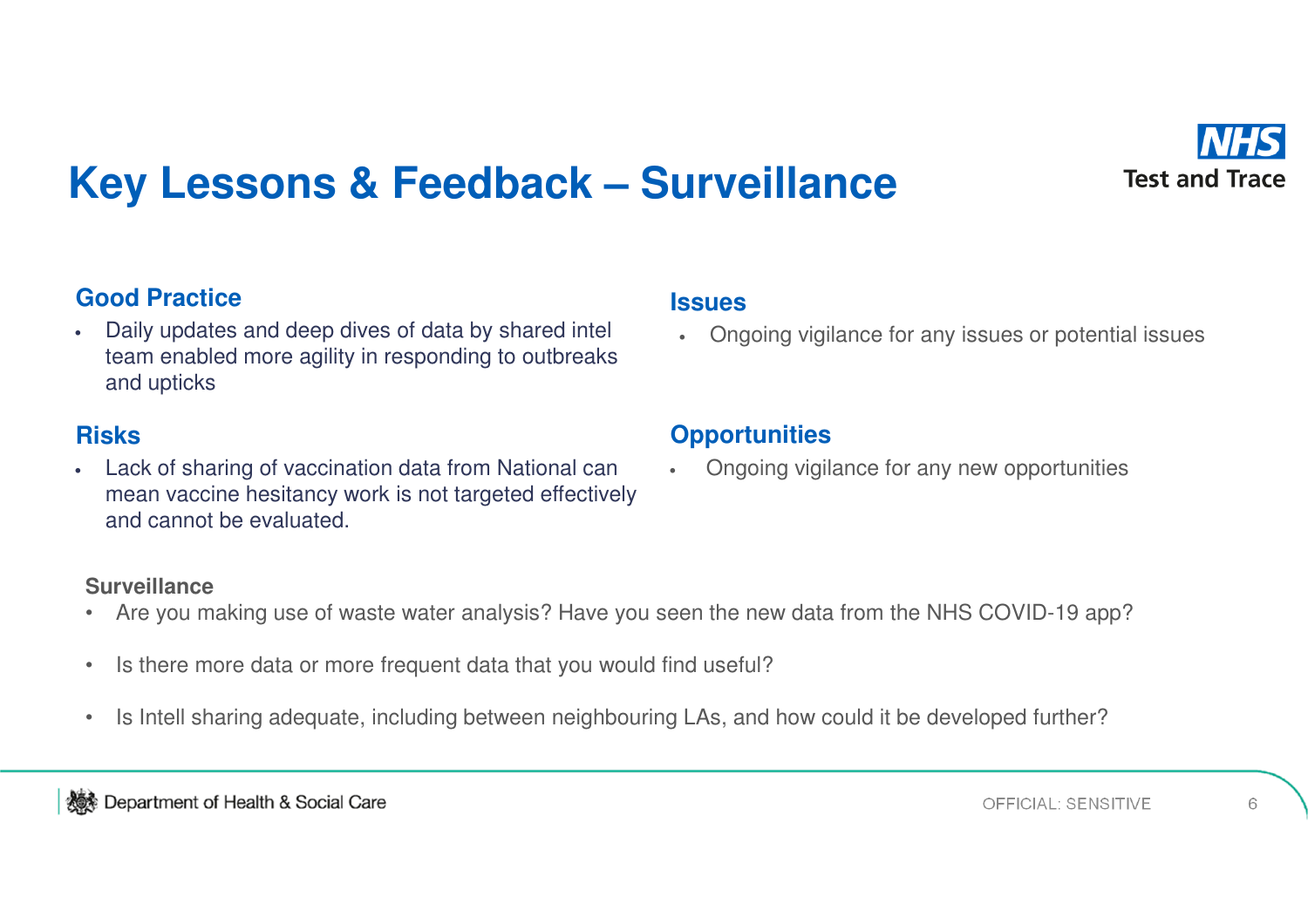# Key Lessons & Feedback – Surveillance

### Good Practice

- Daily updates and deep dives of data by shared intel team enabled more agility in responding to outbreaks and upticks

### Issues

- Ongoing vigilance for any issues or potential issues

### Risks

- Lack of sharing of vaccination data from National can mean vaccine hesitancy work is not targeted effectively and cannot be evaluated.

### Opportunities

- Ongoing vigilance for any new opportunities

**Surveillance**

- Are you making use of waste water analysis? Have you seen the new data from the NHS COVID-19 app?
- Is there more data or more frequent data that you would find useful?
- Is Intell sharing adequate, including between neighbouring LAs, and how could it be developed further?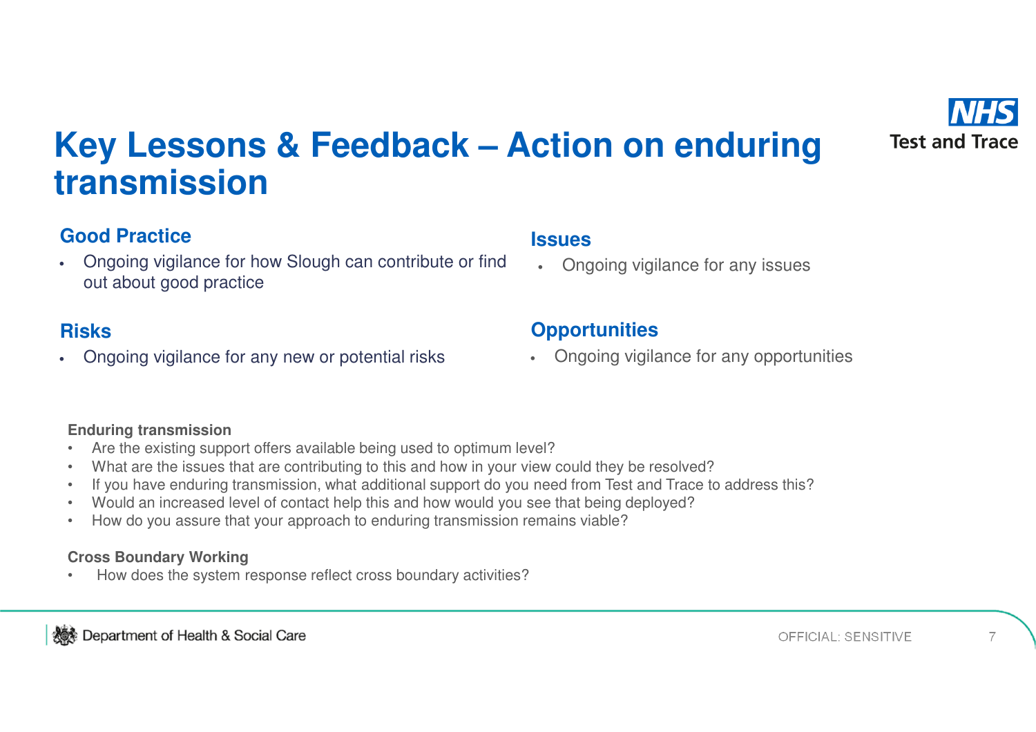# Key Lessons & Feedback – Action on enduring transmission

## Good Practice

- Ongoing vigilance for how Slough can contribute or find out about good practice

## Issues

- Ongoing vigilance for any issues

## Risks

- Ongoing vigilance for any new or potential risks

## Opportunities

- Ongoing vigilance for any opportunities

**Enduring transmission**

- Are the existing support offers available being used to optimum level?
- What are the issues that are contributing to this and how in your view could they be resolved?
- If you have enduring transmission, what additional support do you need from Test and Trace to address this?
- Would an increased level of contact help this and how would you see that being deployed?
- How do you assure that your approach to enduring transmission remains viable?

**Cross Boundary Working**

- How does the system response reflect cross boundary activities?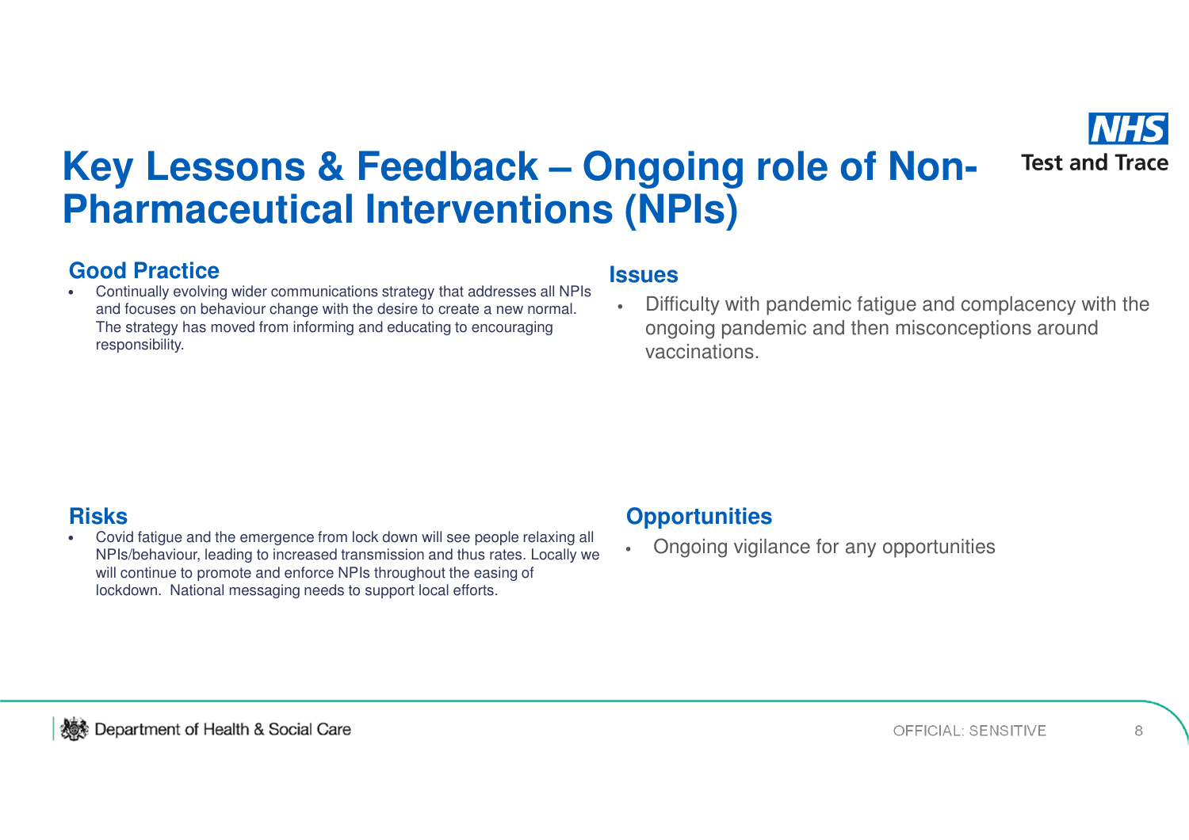# Key Lessons & Feedback – Ongoing role of Non-Pharmaceutical Interventions (NPIs)

## Good Practice

- Continually evolving wider communications strategy that addresses all NPIs and focuses on behaviour change with the desire to create a new normal. The strategy has moved from informing and educating to encouraging responsibility.

## Issues

- Difficulty with pandemic fatigue and complacency with the ongoing pandemic and then misconceptions around vaccinations.

## Risks

- Covid fatigue and the emergence from lock down will see people relaxing all NPIs/behaviour, leading to increased transmission and thus rates. Locally we will continue to promote and enforce NPIs throughout the easing of lockdown. National messaging needs to support local efforts.

## Opportunities

- Ongoing vigilance for any opportunities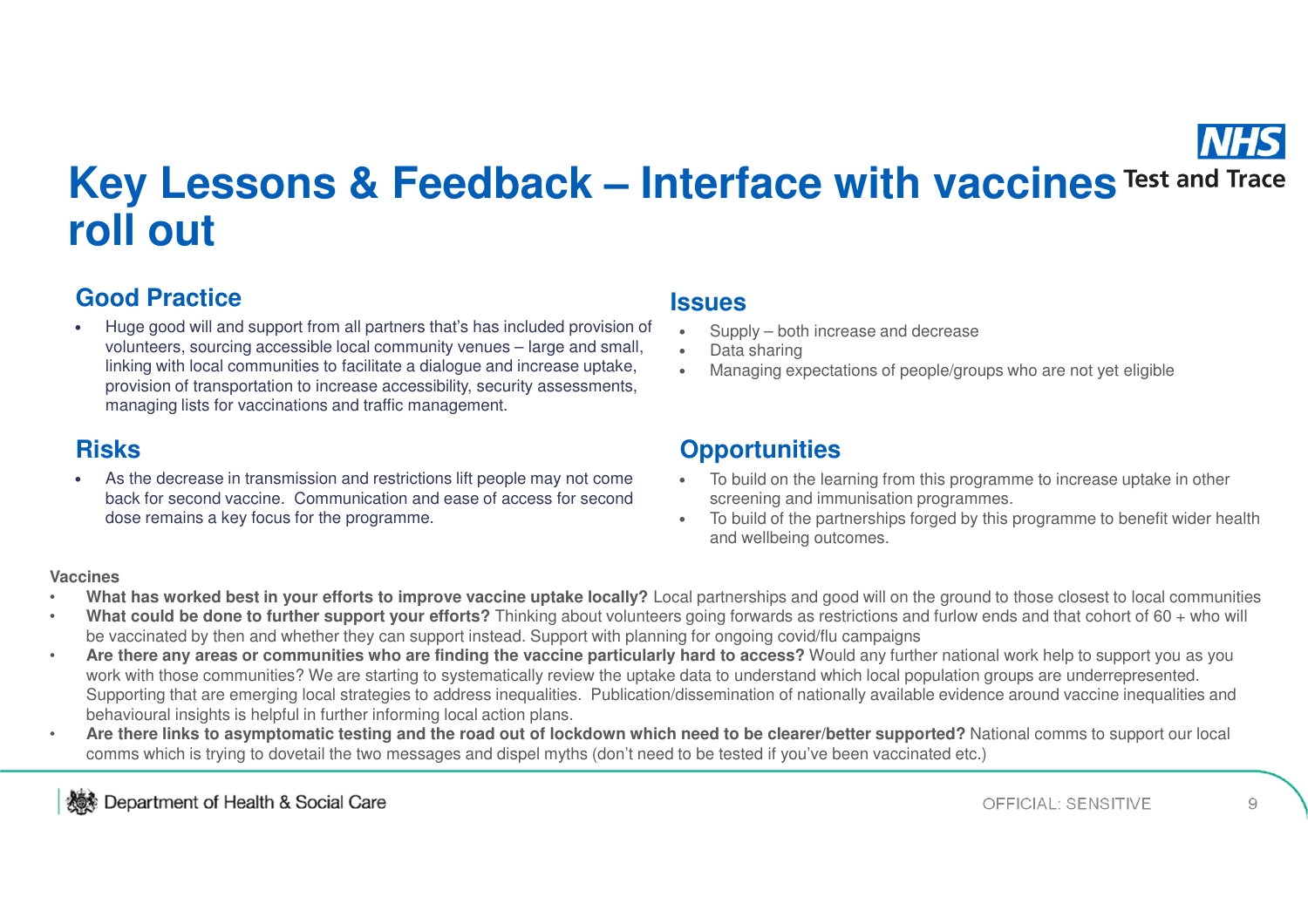# Key Lessons & Feedback – Interface with vaccines roll out

## Good Practice

- Huge good will and support from all partners that's has included provision of volunteers, sourcing accessible local community venues – large and small, linking with local communities to facilitate a dialogue and increase uptake, provision of transportation to increase accessibility, security assessments, managing lists for vaccinations and traffic management.

## Issues

- Supply – both increase and decrease
- Data sharing
- Managing expectations of people/groups who are not yet eligible

## Risks

- As the decrease in transmission and restrictions lift people may not come back for second vaccine. Communication and ease of access for second dose remains a key focus for the programme.

## Opportunities

- To build on the learning from this programme to increase uptake in other screening and immunisation programmes.
- To build of the partnerships forged by this programme to benefit wider health and wellbeing outcomes.

**Vaccines**

- **What has worked best in your efforts to improve vaccine uptake locally?** Local partnerships and good will on the ground to those closest to local communities
- **What could be done to further support your efforts?** Thinking about volunteers going forwards as restrictions and furlow ends and that cohort of 60 + who will be vaccinated by then and whether they can support instead. Support with planning for ongoing covid/flu campaigns
- **Are there any areas or communities who are finding the vaccine particularly hard to access?** Would any further national work help to support you as you work with those communities? We are starting to systematically review the uptake data to understand which local population groups are underrepresented. Supporting that are emerging local strategies to address inequalities. Publication/dissemination of nationally available evidence around vaccine inequalities and behavioural insights is helpful in further informing local action plans.
- **Are there links to asymptomatic testing and the road out of lockdown which need to be clearer/better supported?** National comms to support our local comms which is trying to dovetail the two messages and dispel myths (don't need to be tested if you've been vaccinated etc.)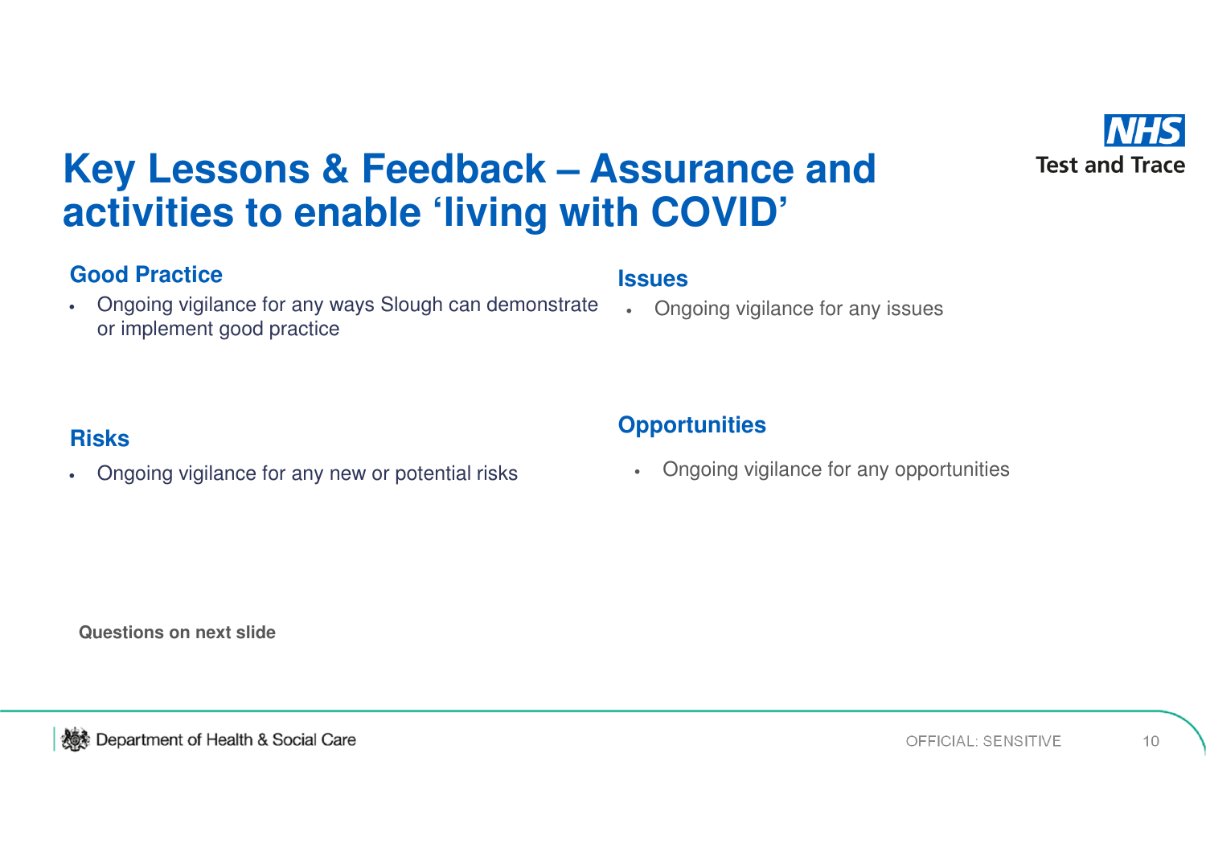# Key Lessons & Feedback – Assurance and activities to enable 'living with COVID'

## Good Practice

- Ongoing vigilance for any ways Slough can demonstrate or implement good practice

## Issues

- Ongoing vigilance for any issues

## Risks

- Ongoing vigilance for any new or potential risks

## Opportunities

- Ongoing vigilance for any opportunities

**Questions on next slide**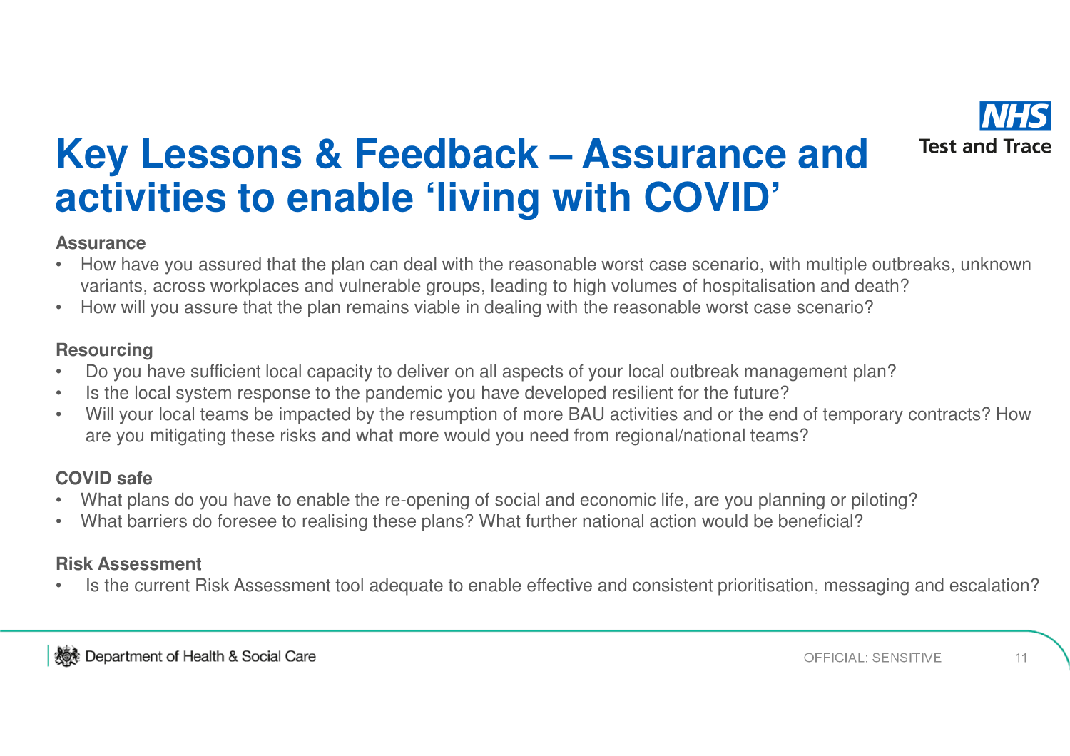# Key Lessons & Feedback – Assurance and activities to enable 'living with COVID'

NHS Test and Trace

**Assurance**

- How have you assured that the plan can deal with the reasonable worst case scenario, with multiple outbreaks, unknown variants, across workplaces and vulnerable groups, leading to high volumes of hospitalisation and death?
- How will you assure that the plan remains viable in dealing with the reasonable worst case scenario?

**Resourcing**

- Do you have sufficient local capacity to deliver on all aspects of your local outbreak management plan?
- Is the local system response to the pandemic you have developed resilient for the future?
- Will your local teams be impacted by the resumption of more BAU activities and or the end of temporary contracts? How are you mitigating these risks and what more would you need from regional/national teams?

**COVID safe**

- What plans do you have to enable the re-opening of social and economic life, are you planning or piloting?
- What barriers do foresee to realising these plans? What further national action would be beneficial?

**Risk Assessment**

- Is the current Risk Assessment tool adequate to enable effective and consistent prioritisation, messaging and escalation?

Department of Health & Social Care

OFFICIAL: SENSITIVE